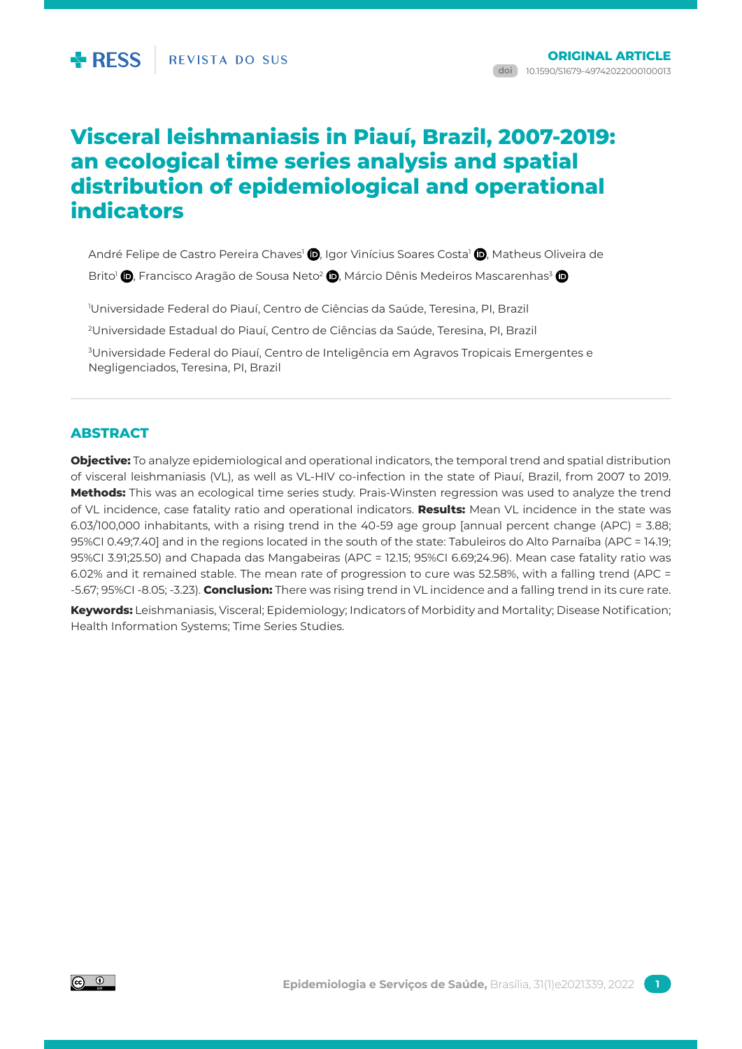ORIGINAL ARTICLE

doi 10.1590/S1679-49742022000100013

# Visceral leishmaniasis in Piauí, Brazil, 2007-2019: an ecological time series analysis and spatial distribution of epidemiological and operational indicators

André Felipe de Castro Pereira Chaves[1], Igor Vinícius Soares Costa[1], Matheus Oliveira de Brito[1], Francisco Aragão de Sousa Neto[2], Márcio Dênis Medeiros Mascarenhas[3]

[1]Universidade Federal do Piauí, Centro de Ciências da Saúde, Teresina, PI, Brazil

[2]Universidade Estadual do Piauí, Centro de Ciências da Saúde, Teresina, PI, Brazil

[3]Universidade Federal do Piauí, Centro de Inteligência em Agravos Tropicais Emergentes e Negligenciados, Teresina, PI, Brazil

## ABSTRACT

**Objective:** To analyze epidemiological and operational indicators, the temporal trend and spatial distribution of visceral leishmaniasis (VL), as well as VL-HIV co-infection in the state of Piauí, Brazil, from 2007 to 2019. **Methods:** This was an ecological time series study. Prais-Winsten regression was used to analyze the trend of VL incidence, case fatality ratio and operational indicators. **Results:** Mean VL incidence in the state was 6.03/100,000 inhabitants, with a rising trend in the 40-59 age group [annual percent change (APC) = 3.88; 95%CI 0.49;7.40] and in the regions located in the south of the state: Tabuleiros do Alto Parnaíba (APC = 14.19; 95%CI 3.91;25.50) and Chapada das Mangabeiras (APC = 12.15; 95%CI 6.69;24.96). Mean case fatality ratio was 6.02% and it remained stable. The mean rate of progression to cure was 52.58%, with a falling trend (APC = -5.67; 95%CI -8.05; -3.23). **Conclusion:** There was rising trend in VL incidence and a falling trend in its cure rate.

**Keywords:** Leishmaniasis, Visceral; Epidemiology; Indicators of Morbidity and Mortality; Disease Notification; Health Information Systems; Time Series Studies.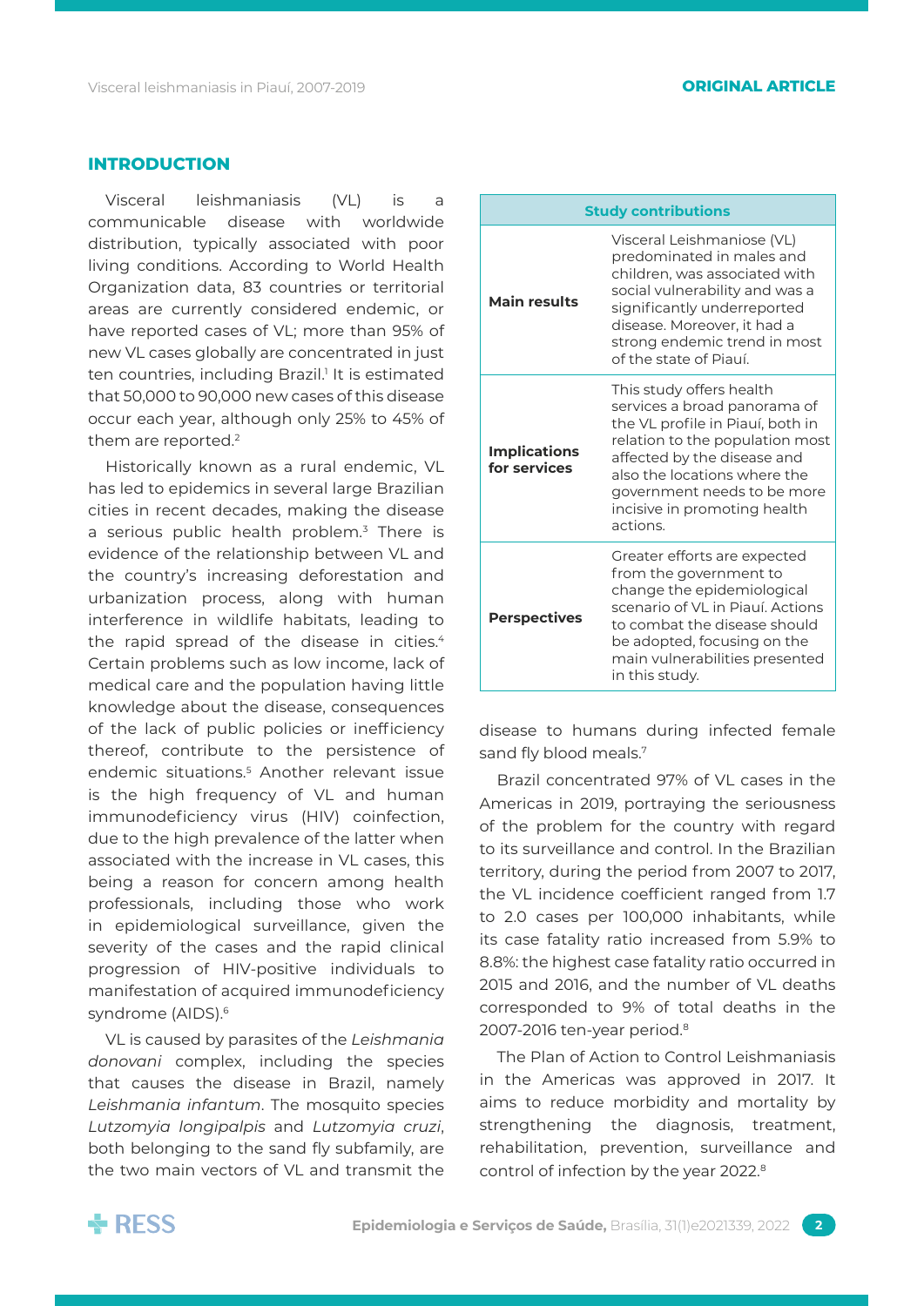## INTRODUCTION

Visceral leishmaniasis (VL) is a communicable disease with worldwide distribution, typically associated with poor living conditions. According to World Health Organization data, 83 countries or territorial areas are currently considered endemic, or have reported cases of VL; more than 95% of new VL cases globally are concentrated in just ten countries, including Brazil.[1] It is estimated that 50,000 to 90,000 new cases of this disease occur each year, although only 25% to 45% of them are reported.[2]

Historically known as a rural endemic, VL has led to epidemics in several large Brazilian cities in recent decades, making the disease a serious public health problem.[3] There is evidence of the relationship between VL and the country's increasing deforestation and urbanization process, along with human interference in wildlife habitats, leading to the rapid spread of the disease in cities.[4] Certain problems such as low income, lack of medical care and the population having little knowledge about the disease, consequences of the lack of public policies or inefficiency thereof, contribute to the persistence of endemic situations.[5] Another relevant issue is the high frequency of VL and human immunodeficiency virus (HIV) coinfection, due to the high prevalence of the latter when associated with the increase in VL cases, this being a reason for concern among health professionals, including those who work in epidemiological surveillance, given the severity of the cases and the rapid clinical progression of HIV-positive individuals to manifestation of acquired immunodeficiency syndrome (AIDS).[6]

VL is caused by parasites of the *Leishmania donovani* complex, including the species that causes the disease in Brazil, namely *Leishmania infantum*. The mosquito species *Lutzomyia longipalpis* and *Lutzomyia cruzi*, both belonging to the sand fly subfamily, are the two main vectors of VL and transmit the disease to humans during infected female sand fly blood meals.[7]

| Study contributions | |
|---|---|
| **Main results** | Visceral Leishmaniose (VL) predominated in males and children, was associated with social vulnerability and was a significantly underreported disease. Moreover, it had a strong endemic trend in most of the state of Piauí. |
| **Implications for services** | This study offers health services a broad panorama of the VL profile in Piauí, both in relation to the population most affected by the disease and also the locations where the government needs to be more incisive in promoting health actions. |
| **Perspectives** | Greater efforts are expected from the government to change the epidemiological scenario of VL in Piauí. Actions to combat the disease should be adopted, focusing on the main vulnerabilities presented in this study. |

Brazil concentrated 97% of VL cases in the Americas in 2019, portraying the seriousness of the problem for the country with regard to its surveillance and control. In the Brazilian territory, during the period from 2007 to 2017, the VL incidence coefficient ranged from 1.7 to 2.0 cases per 100,000 inhabitants, while its case fatality ratio increased from 5.9% to 8.8%: the highest case fatality ratio occurred in 2015 and 2016, and the number of VL deaths corresponded to 9% of total deaths in the 2007-2016 ten-year period.[8]

The Plan of Action to Control Leishmaniasis in the Americas was approved in 2017. It aims to reduce morbidity and mortality by strengthening the diagnosis, treatment, rehabilitation, prevention, surveillance and control of infection by the year 2022.[8]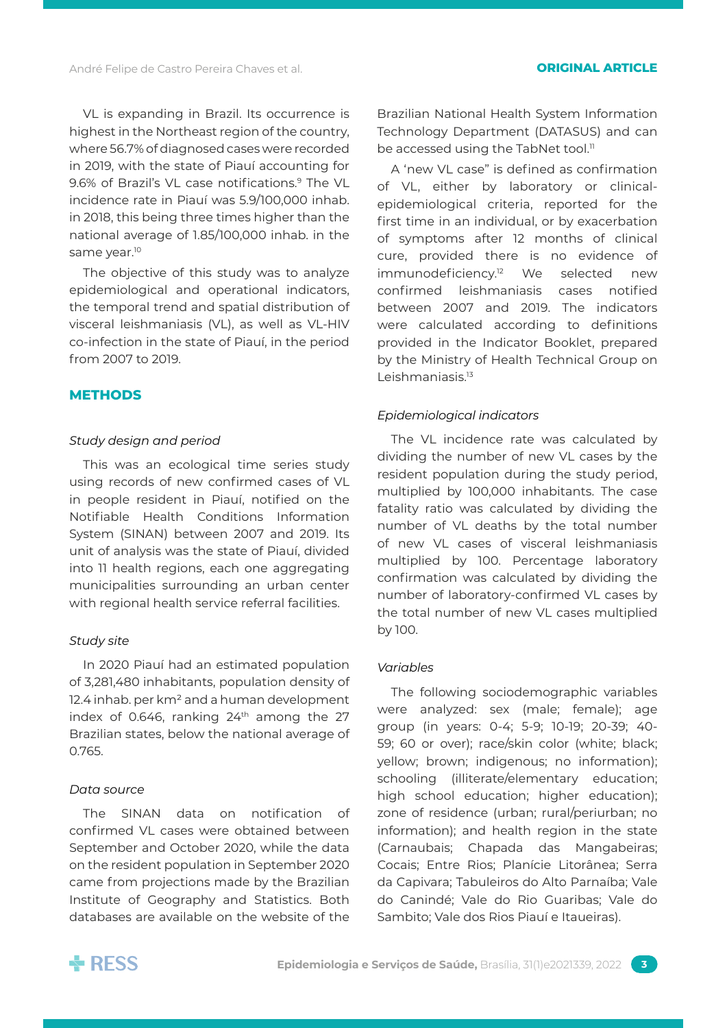VL is expanding in Brazil. Its occurrence is highest in the Northeast region of the country, where 56.7% of diagnosed cases were recorded in 2019, with the state of Piauí accounting for 9.6% of Brazil's VL case notifications.[9] The VL incidence rate in Piauí was 5.9/100,000 inhab. in 2018, this being three times higher than the national average of 1.85/100,000 inhab. in the same year.[10]

The objective of this study was to analyze epidemiological and operational indicators, the temporal trend and spatial distribution of visceral leishmaniasis (VL), as well as VL-HIV co-infection in the state of Piauí, in the period from 2007 to 2019.

## METHODS

### *Study design and period*

This was an ecological time series study using records of new confirmed cases of VL in people resident in Piauí, notified on the Notifiable Health Conditions Information System (SINAN) between 2007 and 2019. Its unit of analysis was the state of Piauí, divided into 11 health regions, each one aggregating municipalities surrounding an urban center with regional health service referral facilities.

### *Study site*

In 2020 Piauí had an estimated population of 3,281,480 inhabitants, population density of 12.4 inhab. per km² and a human development index of 0.646, ranking 24th among the 27 Brazilian states, below the national average of 0.765.

### *Data source*

The SINAN data on notification of confirmed VL cases were obtained between September and October 2020, while the data on the resident population in September 2020 came from projections made by the Brazilian Institute of Geography and Statistics. Both databases are available on the website of the Brazilian National Health System Information Technology Department (DATASUS) and can be accessed using the TabNet tool.[11]

A 'new VL case" is defined as confirmation of VL, either by laboratory or clinical-epidemiological criteria, reported for the first time in an individual, or by exacerbation of symptoms after 12 months of clinical cure, provided there is no evidence of immunodeficiency.[12] We selected new confirmed leishmaniasis cases notified between 2007 and 2019. The indicators were calculated according to definitions provided in the Indicator Booklet, prepared by the Ministry of Health Technical Group on Leishmaniasis.[13]

### *Epidemiological indicators*

The VL incidence rate was calculated by dividing the number of new VL cases by the resident population during the study period, multiplied by 100,000 inhabitants. The case fatality ratio was calculated by dividing the number of VL deaths by the total number of new VL cases of visceral leishmaniasis multiplied by 100. Percentage laboratory confirmation was calculated by dividing the number of laboratory-confirmed VL cases by the total number of new VL cases multiplied by 100.

### *Variables*

The following sociodemographic variables were analyzed: sex (male; female); age group (in years: 0-4; 5-9; 10-19; 20-39; 40-59; 60 or over); race/skin color (white; black; yellow; brown; indigenous; no information); schooling (illiterate/elementary education; high school education; higher education); zone of residence (urban; rural/periurban; no information); and health region in the state (Carnaubais; Chapada das Mangabeiras; Cocais; Entre Rios; Planície Litorânea; Serra da Capivara; Tabuleiros do Alto Parnaíba; Vale do Canindé; Vale do Rio Guaribas; Vale do Sambito; Vale dos Rios Piauí e Itaueiras).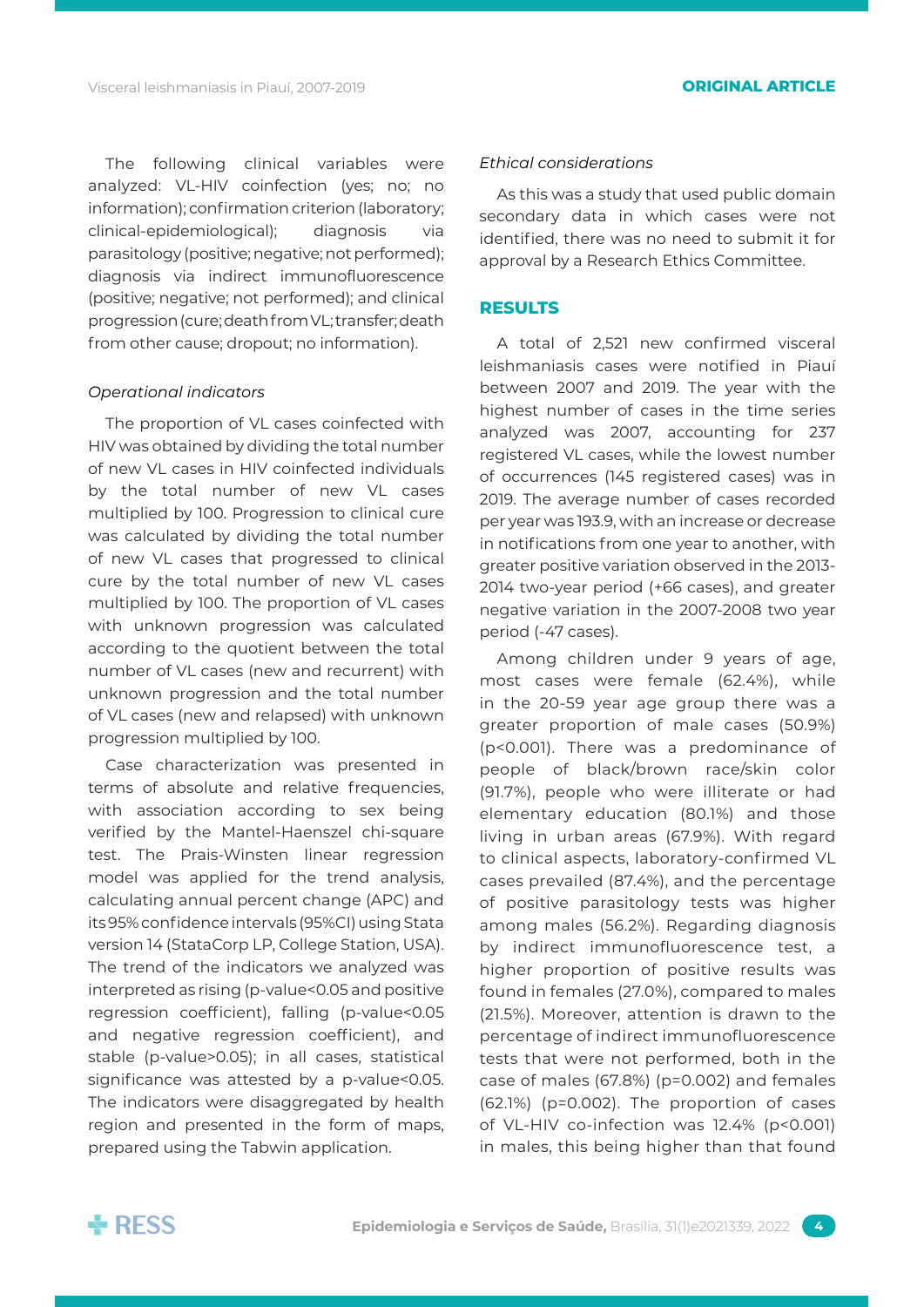The following clinical variables were analyzed: VL-HIV coinfection (yes; no; no information); confirmation criterion (laboratory; clinical-epidemiological); diagnosis via parasitology (positive; negative; not performed); diagnosis via indirect immunofluorescence (positive; negative; not performed); and clinical progression (cure; death from VL; transfer; death from other cause; dropout; no information).

*Operational indicators*

The proportion of VL cases coinfected with HIV was obtained by dividing the total number of new VL cases in HIV coinfected individuals by the total number of new VL cases multiplied by 100. Progression to clinical cure was calculated by dividing the total number of new VL cases that progressed to clinical cure by the total number of new VL cases multiplied by 100. The proportion of VL cases with unknown progression was calculated according to the quotient between the total number of VL cases (new and recurrent) with unknown progression and the total number of VL cases (new and relapsed) with unknown progression multiplied by 100.

Case characterization was presented in terms of absolute and relative frequencies, with association according to sex being verified by the Mantel-Haenszel chi-square test. The Prais-Winsten linear regression model was applied for the trend analysis, calculating annual percent change (APC) and its 95% confidence intervals (95%CI) using Stata version 14 (StataCorp LP, College Station, USA). The trend of the indicators we analyzed was interpreted as rising (p-value<0.05 and positive regression coefficient), falling (p-value<0.05 and negative regression coefficient), and stable (p-value>0.05); in all cases, statistical significance was attested by a p-value<0.05. The indicators were disaggregated by health region and presented in the form of maps, prepared using the Tabwin application.

*Ethical considerations*

As this was a study that used public domain secondary data in which cases were not identified, there was no need to submit it for approval by a Research Ethics Committee.

## RESULTS

A total of 2,521 new confirmed visceral leishmaniasis cases were notified in Piauí between 2007 and 2019. The year with the highest number of cases in the time series analyzed was 2007, accounting for 237 registered VL cases, while the lowest number of occurrences (145 registered cases) was in 2019. The average number of cases recorded per year was 193.9, with an increase or decrease in notifications from one year to another, with greater positive variation observed in the 2013-2014 two-year period (+66 cases), and greater negative variation in the 2007-2008 two year period (-47 cases).

Among children under 9 years of age, most cases were female (62.4%), while in the 20-59 year age group there was a greater proportion of male cases (50.9%) (p<0.001). There was a predominance of people of black/brown race/skin color (91.7%), people who were illiterate or had elementary education (80.1%) and those living in urban areas (67.9%). With regard to clinical aspects, laboratory-confirmed VL cases prevailed (87.4%), and the percentage of positive parasitology tests was higher among males (56.2%). Regarding diagnosis by indirect immunofluorescence test, a higher proportion of positive results was found in females (27.0%), compared to males (21.5%). Moreover, attention is drawn to the percentage of indirect immunofluorescence tests that were not performed, both in the case of males (67.8%) (p=0.002) and females (62.1%) (p=0.002). The proportion of cases of VL-HIV co-infection was 12.4% (p<0.001) in males, this being higher than that found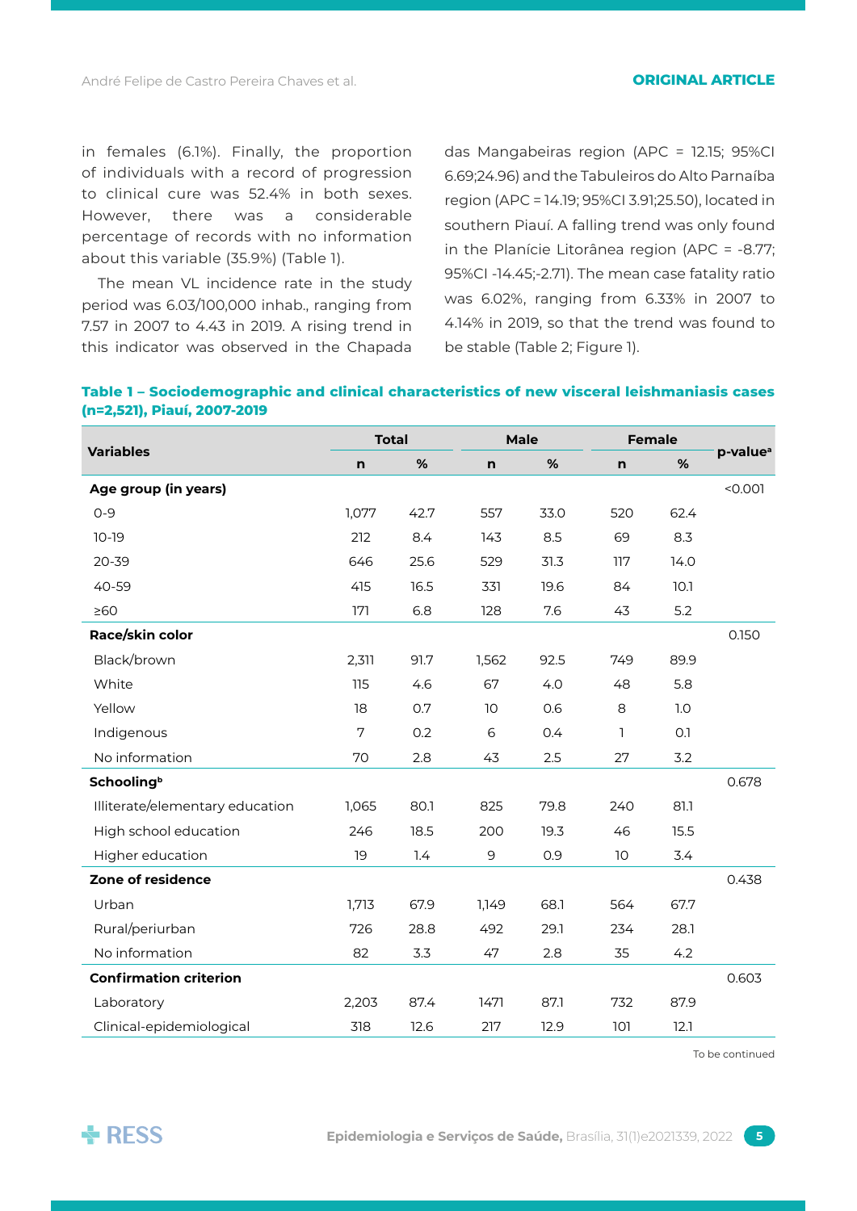in females (6.1%). Finally, the proportion of individuals with a record of progression to clinical cure was 52.4% in both sexes. However, there was a considerable percentage of records with no information about this variable (35.9%) (Table 1).

The mean VL incidence rate in the study period was 6.03/100,000 inhab., ranging from 7.57 in 2007 to 4.43 in 2019. A rising trend in this indicator was observed in the Chapada das Mangabeiras region (APC = 12.15; 95%CI 6.69;24.96) and the Tabuleiros do Alto Parnaíba region (APC = 14.19; 95%CI 3.91;25.50), located in southern Piauí. A falling trend was only found in the Planície Litorânea region (APC = -8.77; 95%CI -14.45;-2.71). The mean case fatality ratio was 6.02%, ranging from 6.33% in 2007 to 4.14% in 2019, so that the trend was found to be stable (Table 2; Figure 1).

**Table 1 – Sociodemographic and clinical characteristics of new visceral leishmaniasis cases (n=2,521), Piauí, 2007-2019**

| Variables | Total | | Male | | Female | | p-value[a] |
|---|---|---|---|---|---|---|---|
| | n | % | n | % | n | % | |
| **Age group (in years)** | | | | | | | <0.001 |
| 0-9 | 1,077 | 42.7 | 557 | 33.0 | 520 | 62.4 | |
| 10-19 | 212 | 8.4 | 143 | 8.5 | 69 | 8.3 | |
| 20-39 | 646 | 25.6 | 529 | 31.3 | 117 | 14.0 | |
| 40-59 | 415 | 16.5 | 331 | 19.6 | 84 | 10.1 | |
| ≥60 | 171 | 6.8 | 128 | 7.6 | 43 | 5.2 | |
| **Race/skin color** | | | | | | | 0.150 |
| Black/brown | 2,311 | 91.7 | 1,562 | 92.5 | 749 | 89.9 | |
| White | 115 | 4.6 | 67 | 4.0 | 48 | 5.8 | |
| Yellow | 18 | 0.7 | 10 | 0.6 | 8 | 1.0 | |
| Indigenous | 7 | 0.2 | 6 | 0.4 | 1 | 0.1 | |
| No information | 70 | 2.8 | 43 | 2.5 | 27 | 3.2 | |
| **Schooling[b]** | | | | | | | 0.678 |
| Illiterate/elementary education | 1,065 | 80.1 | 825 | 79.8 | 240 | 81.1 | |
| High school education | 246 | 18.5 | 200 | 19.3 | 46 | 15.5 | |
| Higher education | 19 | 1.4 | 9 | 0.9 | 10 | 3.4 | |
| **Zone of residence** | | | | | | | 0.438 |
| Urban | 1,713 | 67.9 | 1,149 | 68.1 | 564 | 67.7 | |
| Rural/periurban | 726 | 28.8 | 492 | 29.1 | 234 | 28.1 | |
| No information | 82 | 3.3 | 47 | 2.8 | 35 | 4.2 | |
| **Confirmation criterion** | | | | | | | 0.603 |
| Laboratory | 2,203 | 87.4 | 1471 | 87.1 | 732 | 87.9 | |
| Clinical-epidemiological | 318 | 12.6 | 217 | 12.9 | 101 | 12.1 | |

To be continued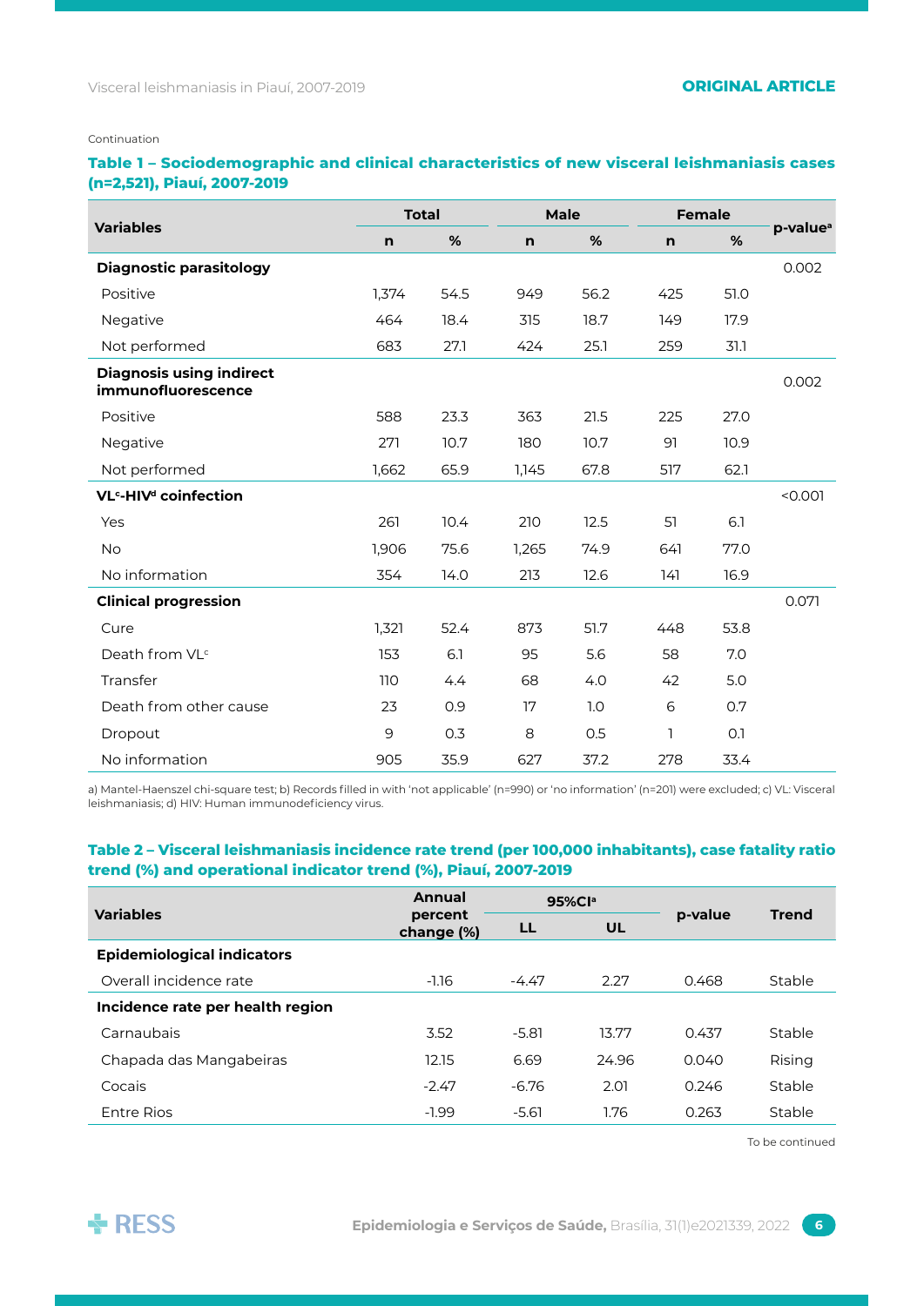Continuation

**Table 1 – Sociodemographic and clinical characteristics of new visceral leishmaniasis cases (n=2,521), Piauí, 2007-2019**

| Variables | Total | | Male | | Female | | p-value[a] |
|---|---|---|---|---|---|---|---|
| | n | % | n | % | n | % | |
| **Diagnostic parasitology** | | | | | | | 0.002 |
| Positive | 1,374 | 54.5 | 949 | 56.2 | 425 | 51.0 | |
| Negative | 464 | 18.4 | 315 | 18.7 | 149 | 17.9 | |
| Not performed | 683 | 27.1 | 424 | 25.1 | 259 | 31.1 | |
| **Diagnosis using indirect immunofluorescence** | | | | | | | 0.002 |
| Positive | 588 | 23.3 | 363 | 21.5 | 225 | 27.0 | |
| Negative | 271 | 10.7 | 180 | 10.7 | 91 | 10.9 | |
| Not performed | 1,662 | 65.9 | 1,145 | 67.8 | 517 | 62.1 | |
| **VL[c]-HIV[d] coinfection** | | | | | | | <0.001 |
| Yes | 261 | 10.4 | 210 | 12.5 | 51 | 6.1 | |
| No | 1,906 | 75.6 | 1,265 | 74.9 | 641 | 77.0 | |
| No information | 354 | 14.0 | 213 | 12.6 | 141 | 16.9 | |
| **Clinical progression** | | | | | | | 0.071 |
| Cure | 1,321 | 52.4 | 873 | 51.7 | 448 | 53.8 | |
| Death from VL[c] | 153 | 6.1 | 95 | 5.6 | 58 | 7.0 | |
| Transfer | 110 | 4.4 | 68 | 4.0 | 42 | 5.0 | |
| Death from other cause | 23 | 0.9 | 17 | 1.0 | 6 | 0.7 | |
| Dropout | 9 | 0.3 | 8 | 0.5 | 1 | 0.1 | |
| No information | 905 | 35.9 | 627 | 37.2 | 278 | 33.4 | |

a) Mantel-Haenszel chi-square test; b) Records filled in with 'not applicable' (n=990) or 'no information' (n=201) were excluded; c) VL: Visceral leishmaniasis; d) HIV: Human immunodeficiency virus.

**Table 2 – Visceral leishmaniasis incidence rate trend (per 100,000 inhabitants), case fatality ratio trend (%) and operational indicator trend (%), Piauí, 2007-2019**

| Variables | Annual percent change (%) | 95%CI[a] | | p-value | Trend |
|---|---|---|---|---|---|
| | | LL | UL | | |
| **Epidemiological indicators** | | | | | |
| Overall incidence rate | -1.16 | -4.47 | 2.27 | 0.468 | Stable |
| **Incidence rate per health region** | | | | | |
| Carnaubais | 3.52 | -5.81 | 13.77 | 0.437 | Stable |
| Chapada das Mangabeiras | 12.15 | 6.69 | 24.96 | 0.040 | Rising |
| Cocais | -2.47 | -6.76 | 2.01 | 0.246 | Stable |
| Entre Rios | -1.99 | -5.61 | 1.76 | 0.263 | Stable |

To be continued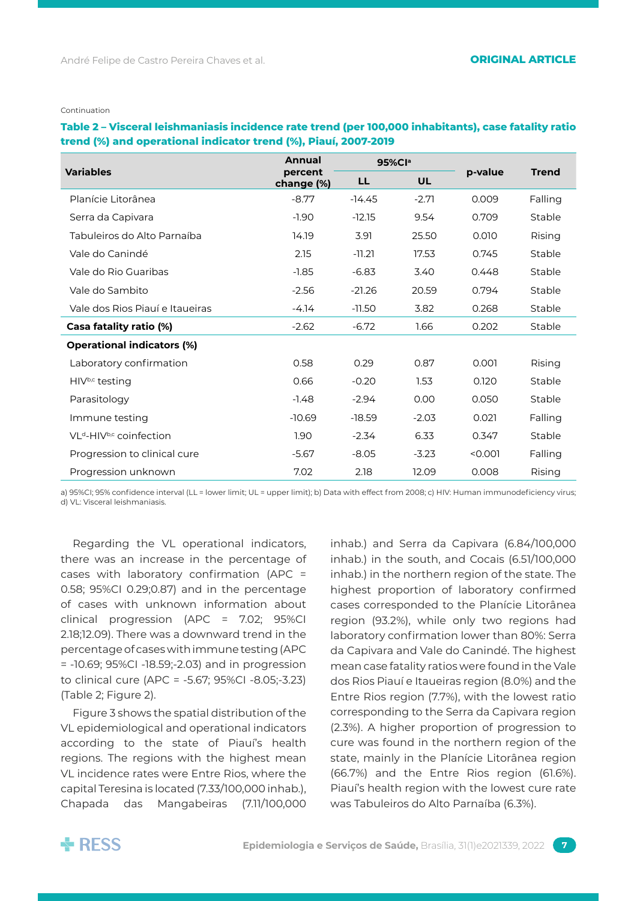Continuation

**Table 2 – Visceral leishmaniasis incidence rate trend (per 100,000 inhabitants), case fatality ratio trend (%) and operational indicator trend (%), Piauí, 2007-2019**

| Variables | Annual percent change (%) | 95%CI[a] | | p-value | Trend |
|---|---|---|---|---|---|
| | | LL | UL | | |
| Planície Litorânea | -8.77 | -14.45 | -2.71 | 0.009 | Falling |
| Serra da Capivara | -1.90 | -12.15 | 9.54 | 0.709 | Stable |
| Tabuleiros do Alto Parnaíba | 14.19 | 3.91 | 25.50 | 0.010 | Rising |
| Vale do Canindé | 2.15 | -11.21 | 17.53 | 0.745 | Stable |
| Vale do Rio Guaribas | -1.85 | -6.83 | 3.40 | 0.448 | Stable |
| Vale do Sambito | -2.56 | -21.26 | 20.59 | 0.794 | Stable |
| Vale dos Rios Piauí e Itaueiras | -4.14 | -11.50 | 3.82 | 0.268 | Stable |
| **Casa fatality ratio (%)** | -2.62 | -6.72 | 1.66 | 0.202 | Stable |
| **Operational indicators (%)** | | | | | |
| Laboratory confirmation | 0.58 | 0.29 | 0.87 | 0.001 | Rising |
| HIV[b,c] testing | 0.66 | -0.20 | 1.53 | 0.120 | Stable |
| Parasitology | -1.48 | -2.94 | 0.00 | 0.050 | Stable |
| Immune testing | -10.69 | -18.59 | -2.03 | 0.021 | Falling |
| VL[d]-HIV[b,c] coinfection | 1.90 | -2.34 | 6.33 | 0.347 | Stable |
| Progression to clinical cure | -5.67 | -8.05 | -3.23 | <0.001 | Falling |
| Progression unknown | 7.02 | 2.18 | 12.09 | 0.008 | Rising |

a) 95%CI; 95% confidence interval (LL = lower limit; UL = upper limit); b) Data with effect from 2008; c) HIV: Human immunodeficiency virus; d) VL: Visceral leishmaniasis.

Regarding the VL operational indicators, there was an increase in the percentage of cases with laboratory confirmation (APC = 0.58; 95%CI 0.29;0.87) and in the percentage of cases with unknown information about clinical progression (APC = 7.02; 95%CI 2.18;12.09). There was a downward trend in the percentage of cases with immune testing (APC = -10.69; 95%CI -18.59;-2.03) and in progression to clinical cure (APC = -5.67; 95%CI -8.05;-3.23) (Table 2; Figure 2).

Figure 3 shows the spatial distribution of the VL epidemiological and operational indicators according to the state of Piauí's health regions. The regions with the highest mean VL incidence rates were Entre Rios, where the capital Teresina is located (7.33/100,000 inhab.), Chapada das Mangabeiras (7.11/100,000 inhab.) and Serra da Capivara (6.84/100,000 inhab.) in the south, and Cocais (6.51/100,000 inhab.) in the northern region of the state. The highest proportion of laboratory confirmed cases corresponded to the Planície Litorânea region (93.2%), while only two regions had laboratory confirmation lower than 80%: Serra da Capivara and Vale do Canindé. The highest mean case fatality ratios were found in the Vale dos Rios Piauí e Itaueiras region (8.0%) and the Entre Rios region (7.7%), with the lowest ratio corresponding to the Serra da Capivara region (2.3%). A higher proportion of progression to cure was found in the northern region of the state, mainly in the Planície Litorânea region (66.7%) and the Entre Rios region (61.6%). Piauí's health region with the lowest cure rate was Tabuleiros do Alto Parnaíba (6.3%).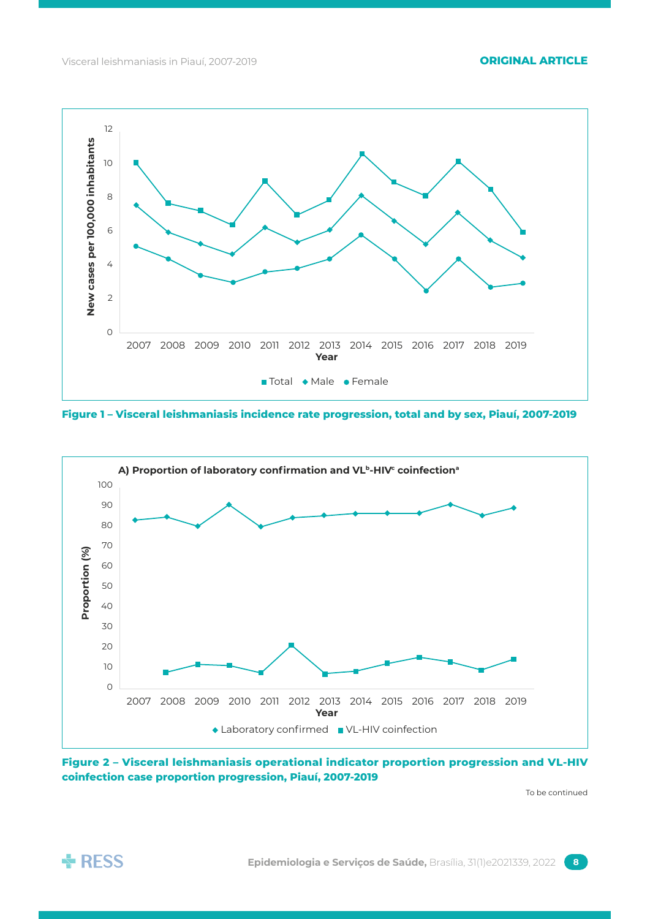Figure 1 – Visceral leishmaniasis incidence rate progression, total and by sex, Piauí, 2007-2019

A) Proportion of laboratory confirmation and VL[b]-HIV[c] coinfection[a]

Figure 2 – Visceral leishmaniasis operational indicator proportion progression and VL-HIV coinfection case proportion progression, Piauí, 2007-2019

To be continued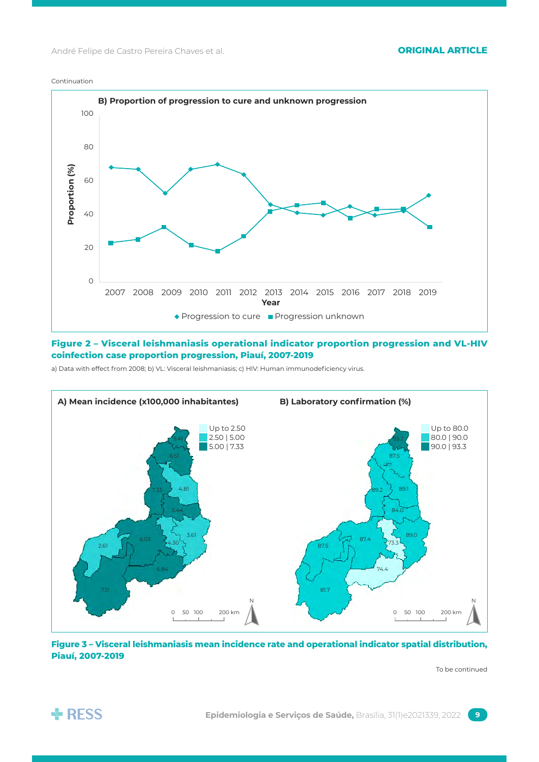Continuation

B) Proportion of progression to cure and unknown progression

Figure 2 – Visceral leishmaniasis operational indicator proportion progression and VL-HIV coinfection case proportion progression, Piauí, 2007-2019

a) Data with effect from 2008; b) VL: Visceral leishmaniasis; c) HIV: Human immunodeficiency virus.

A) Mean incidence (x100,000 inhabitantes)

B) Laboratory confirmation (%)

Figure 3 – Visceral leishmaniasis mean incidence rate and operational indicator spatial distribution, Piauí, 2007-2019

To be continued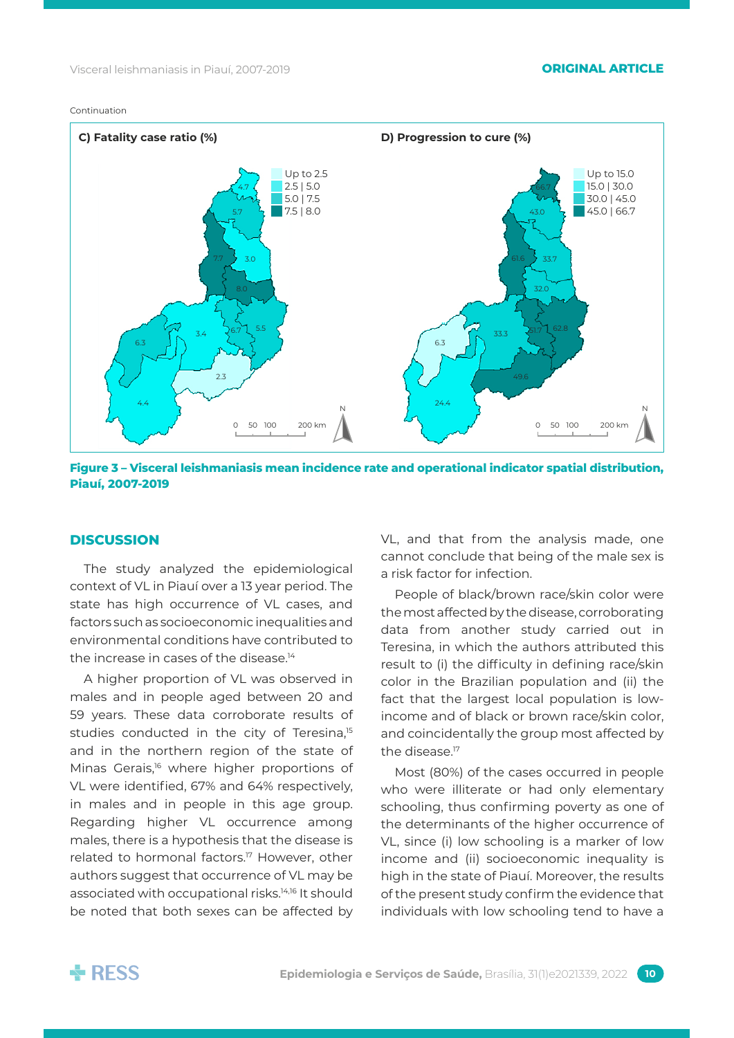Continuation

C) Fatality case ratio (%)

D) Progression to cure (%)

**Figure 3 – Visceral leishmaniasis mean incidence rate and operational indicator spatial distribution, Piauí, 2007-2019**

## DISCUSSION

The study analyzed the epidemiological context of VL in Piauí over a 13 year period. The state has high occurrence of VL cases, and factors such as socioeconomic inequalities and environmental conditions have contributed to the increase in cases of the disease.[14]

A higher proportion of VL was observed in males and in people aged between 20 and 59 years. These data corroborate results of studies conducted in the city of Teresina,[15] and in the northern region of the state of Minas Gerais,[16] where higher proportions of VL were identified, 67% and 64% respectively, in males and in people in this age group. Regarding higher VL occurrence among males, there is a hypothesis that the disease is related to hormonal factors.[17] However, other authors suggest that occurrence of VL may be associated with occupational risks.[14,16] It should be noted that both sexes can be affected by VL, and that from the analysis made, one cannot conclude that being of the male sex is a risk factor for infection.

People of black/brown race/skin color were the most affected by the disease, corroborating data from another study carried out in Teresina, in which the authors attributed this result to (i) the difficulty in defining race/skin color in the Brazilian population and (ii) the fact that the largest local population is low-income and of black or brown race/skin color, and coincidentally the group most affected by the disease.[17]

Most (80%) of the cases occurred in people who were illiterate or had only elementary schooling, thus confirming poverty as one of the determinants of the higher occurrence of VL, since (i) low schooling is a marker of low income and (ii) socioeconomic inequality is high in the state of Piauí. Moreover, the results of the present study confirm the evidence that individuals with low schooling tend to have a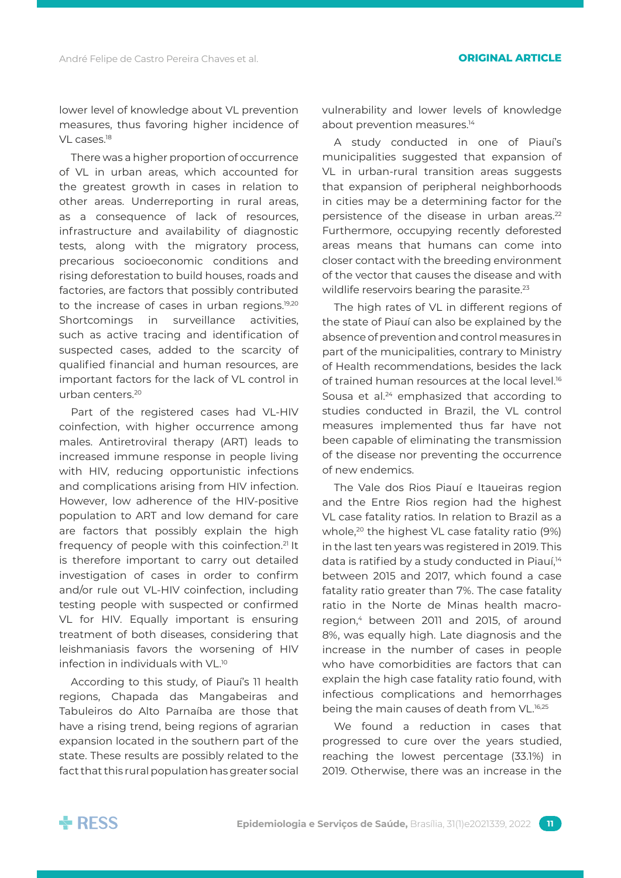lower level of knowledge about VL prevention measures, thus favoring higher incidence of VL cases.[18]

There was a higher proportion of occurrence of VL in urban areas, which accounted for the greatest growth in cases in relation to other areas. Underreporting in rural areas, as a consequence of lack of resources, infrastructure and availability of diagnostic tests, along with the migratory process, precarious socioeconomic conditions and rising deforestation to build houses, roads and factories, are factors that possibly contributed to the increase of cases in urban regions.[19,20] Shortcomings in surveillance activities, such as active tracing and identification of suspected cases, added to the scarcity of qualified financial and human resources, are important factors for the lack of VL control in urban centers.[20]

Part of the registered cases had VL-HIV coinfection, with higher occurrence among males. Antiretroviral therapy (ART) leads to increased immune response in people living with HIV, reducing opportunistic infections and complications arising from HIV infection. However, low adherence of the HIV-positive population to ART and low demand for care are factors that possibly explain the high frequency of people with this coinfection.[21] It is therefore important to carry out detailed investigation of cases in order to confirm and/or rule out VL-HIV coinfection, including testing people with suspected or confirmed VL for HIV. Equally important is ensuring treatment of both diseases, considering that leishmaniasis favors the worsening of HIV infection in individuals with VL.[10]

According to this study, of Piauí's 11 health regions, Chapada das Mangabeiras and Tabuleiros do Alto Parnaíba are those that have a rising trend, being regions of agrarian expansion located in the southern part of the state. These results are possibly related to the fact that this rural population has greater social vulnerability and lower levels of knowledge about prevention measures.[14]

A study conducted in one of Piauí's municipalities suggested that expansion of VL in urban-rural transition areas suggests that expansion of peripheral neighborhoods in cities may be a determining factor for the persistence of the disease in urban areas.[22] Furthermore, occupying recently deforested areas means that humans can come into closer contact with the breeding environment of the vector that causes the disease and with wildlife reservoirs bearing the parasite.[23]

The high rates of VL in different regions of the state of Piauí can also be explained by the absence of prevention and control measures in part of the municipalities, contrary to Ministry of Health recommendations, besides the lack of trained human resources at the local level.[16] Sousa et al.[24] emphasized that according to studies conducted in Brazil, the VL control measures implemented thus far have not been capable of eliminating the transmission of the disease nor preventing the occurrence of new endemics.

The Vale dos Rios Piauí e Itaueiras region and the Entre Rios region had the highest VL case fatality ratios. In relation to Brazil as a whole,[20] the highest VL case fatality ratio (9%) in the last ten years was registered in 2019. This data is ratified by a study conducted in Piauí,[14] between 2015 and 2017, which found a case fatality ratio greater than 7%. The case fatality ratio in the Norte de Minas health macro-region,[4] between 2011 and 2015, of around 8%, was equally high. Late diagnosis and the increase in the number of cases in people who have comorbidities are factors that can explain the high case fatality ratio found, with infectious complications and hemorrhages being the main causes of death from VL.[16,25]

We found a reduction in cases that progressed to cure over the years studied, reaching the lowest percentage (33.1%) in 2019. Otherwise, there was an increase in the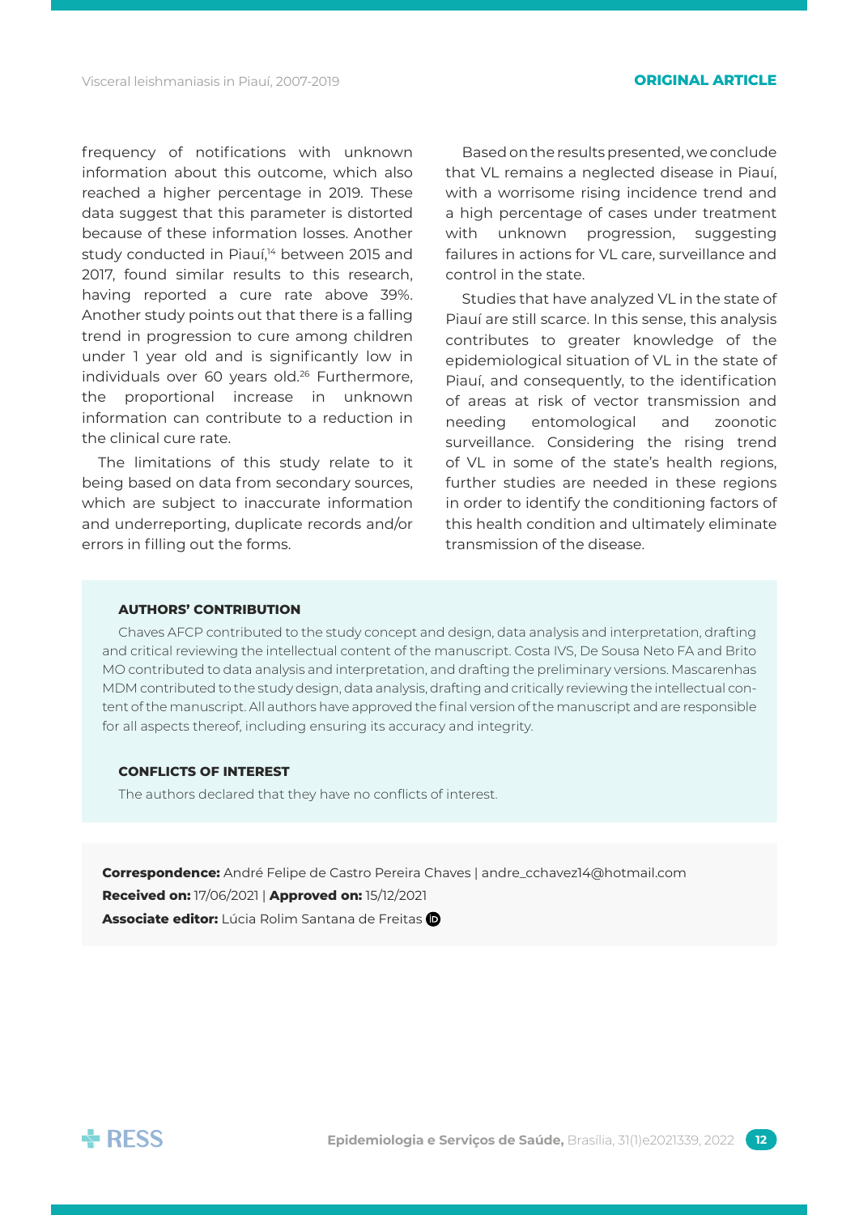frequency of notifications with unknown information about this outcome, which also reached a higher percentage in 2019. These data suggest that this parameter is distorted because of these information losses. Another study conducted in Piauí,[14] between 2015 and 2017, found similar results to this research, having reported a cure rate above 39%. Another study points out that there is a falling trend in progression to cure among children under 1 year old and is significantly low in individuals over 60 years old.[26] Furthermore, the proportional increase in unknown information can contribute to a reduction in the clinical cure rate.

The limitations of this study relate to it being based on data from secondary sources, which are subject to inaccurate information and underreporting, duplicate records and/or errors in filling out the forms.

Based on the results presented, we conclude that VL remains a neglected disease in Piauí, with a worrisome rising incidence trend and a high percentage of cases under treatment with unknown progression, suggesting failures in actions for VL care, surveillance and control in the state.

Studies that have analyzed VL in the state of Piauí are still scarce. In this sense, this analysis contributes to greater knowledge of the epidemiological situation of VL in the state of Piauí, and consequently, to the identification of areas at risk of vector transmission and needing entomological and zoonotic surveillance. Considering the rising trend of VL in some of the state's health regions, further studies are needed in these regions in order to identify the conditioning factors of this health condition and ultimately eliminate transmission of the disease.

## AUTHORS' CONTRIBUTION

Chaves AFCP contributed to the study concept and design, data analysis and interpretation, drafting and critical reviewing the intellectual content of the manuscript. Costa IVS, De Sousa Neto FA and Brito MO contributed to data analysis and interpretation, and drafting the preliminary versions. Mascarenhas MDM contributed to the study design, data analysis, drafting and critically reviewing the intellectual content of the manuscript. All authors have approved the final version of the manuscript and are responsible for all aspects thereof, including ensuring its accuracy and integrity.

## CONFLICTS OF INTEREST

The authors declared that they have no conflicts of interest.

**Correspondence:** André Felipe de Castro Pereira Chaves | andre_cchavez14@hotmail.com
**Received on:** 17/06/2021 | **Approved on:** 15/12/2021
**Associate editor:** Lúcia Rolim Santana de Freitas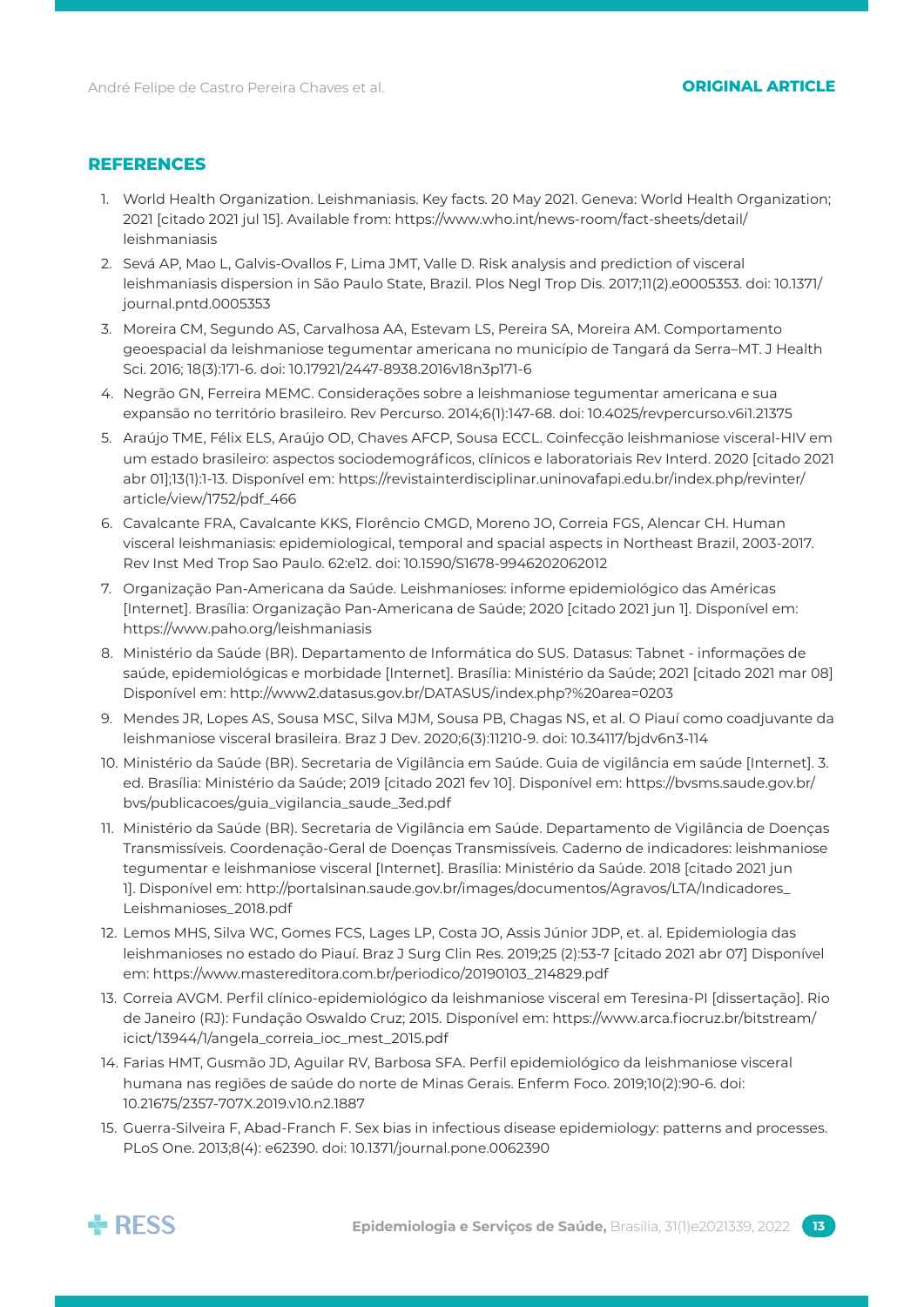## REFERENCES

1. World Health Organization. Leishmaniasis. Key facts. 20 May 2021. Geneva: World Health Organization; 2021 [citado 2021 jul 15]. Available from: https://www.who.int/news-room/fact-sheets/detail/leishmaniasis
2. Sevá AP, Mao L, Galvis-Ovallos F, Lima JMT, Valle D. Risk analysis and prediction of visceral leishmaniasis dispersion in São Paulo State, Brazil. Plos Negl Trop Dis. 2017;11(2).e0005353. doi: 10.1371/journal.pntd.0005353
3. Moreira CM, Segundo AS, Carvalhosa AA, Estevam LS, Pereira SA, Moreira AM. Comportamento geoespacial da leishmaniose tegumentar americana no município de Tangará da Serra–MT. J Health Sci. 2016; 18(3):171-6. doi: 10.17921/2447-8938.2016v18n3p171-6
4. Negrão GN, Ferreira MEMC. Considerações sobre a leishmaniose tegumentar americana e sua expansão no território brasileiro. Rev Percurso. 2014;6(1):147-68. doi: 10.4025/revpercurso.v6i1.21375
5. Araújo TME, Félix ELS, Araújo OD, Chaves AFCP, Sousa ECCL. Coinfecção leishmaniose visceral-HIV em um estado brasileiro: aspectos sociodemográficos, clínicos e laboratoriais Rev Interd. 2020 [citado 2021 abr 01];13(1):1-13. Disponível em: https://revistainterdisciplinar.uninovafapi.edu.br/index.php/revinter/article/view/1752/pdf_466
6. Cavalcante FRA, Cavalcante KKS, Florêncio CMGD, Moreno JO, Correia FGS, Alencar CH. Human visceral leishmaniasis: epidemiological, temporal and spacial aspects in Northeast Brazil, 2003-2017. Rev Inst Med Trop Sao Paulo. 62:e12. doi: 10.1590/S1678-9946202062012
7. Organização Pan-Americana da Saúde. Leishmanioses: informe epidemiológico das Américas [Internet]. Brasília: Organização Pan-Americana de Saúde; 2020 [citado 2021 jun 1]. Disponível em: https://www.paho.org/leishmaniasis
8. Ministério da Saúde (BR). Departamento de Informática do SUS. Datasus: Tabnet - informações de saúde, epidemiológicas e morbidade [Internet]. Brasília: Ministério da Saúde; 2021 [citado 2021 mar 08] Disponível em: http://www2.datasus.gov.br/DATASUS/index.php?%20area=0203
9. Mendes JR, Lopes AS, Sousa MSC, Silva MJM, Sousa PB, Chagas NS, et al. O Piauí como coadjuvante da leishmaniose visceral brasileira. Braz J Dev. 2020;6(3):11210-9. doi: 10.34117/bjdv6n3-114
10. Ministério da Saúde (BR). Secretaria de Vigilância em Saúde. Guia de vigilância em saúde [Internet]. 3. ed. Brasília: Ministério da Saúde; 2019 [citado 2021 fev 10]. Disponível em: https://bvsms.saude.gov.br/bvs/publicacoes/guia_vigilancia_saude_3ed.pdf
11. Ministério da Saúde (BR). Secretaria de Vigilância em Saúde. Departamento de Vigilância de Doenças Transmissíveis. Coordenação-Geral de Doenças Transmissíveis. Caderno de indicadores: leishmaniose tegumentar e leishmaniose visceral [Internet]. Brasília: Ministério da Saúde. 2018 [citado 2021 jun 1]. Disponível em: http://portalsinan.saude.gov.br/images/documentos/Agravos/LTA/Indicadores_Leishmanioses_2018.pdf
12. Lemos MHS, Silva WC, Gomes FCS, Lages LP, Costa JO, Assis Júnior JDP, et. al. Epidemiologia das leishmanioses no estado do Piauí. Braz J Surg Clin Res. 2019;25 (2):53-7 [citado 2021 abr 07] Disponível em: https://www.mastereditora.com.br/periodico/20190103_214829.pdf
13. Correia AVGM. Perfil clínico-epidemiológico da leishmaniose visceral em Teresina-PI [dissertação]. Rio de Janeiro (RJ): Fundação Oswaldo Cruz; 2015. Disponível em: https://www.arca.fiocruz.br/bitstream/icict/13944/1/angela_correia_ioc_mest_2015.pdf
14. Farias HMT, Gusmão JD, Aguilar RV, Barbosa SFA. Perfil epidemiológico da leishmaniose visceral humana nas regiões de saúde do norte de Minas Gerais. Enferm Foco. 2019;10(2):90-6. doi: 10.21675/2357-707X.2019.v10.n2.1887
15. Guerra-Silveira F, Abad-Franch F. Sex bias in infectious disease epidemiology: patterns and processes. PLoS One. 2013;8(4): e62390. doi: 10.1371/journal.pone.0062390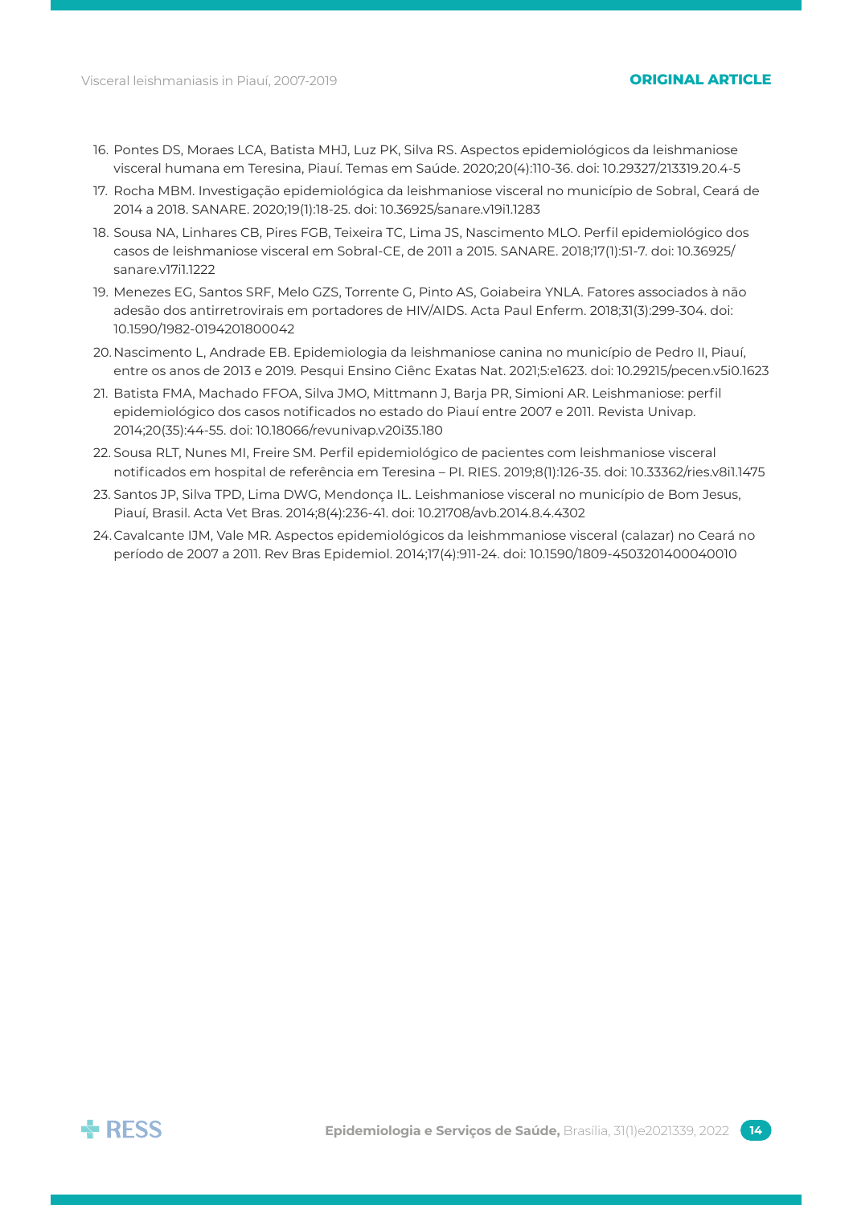16. Pontes DS, Moraes LCA, Batista MHJ, Luz PK, Silva RS. Aspectos epidemiológicos da leishmaniose visceral humana em Teresina, Piauí. Temas em Saúde. 2020;20(4):110-36. doi: 10.29327/213319.20.4-5
17. Rocha MBM. Investigação epidemiológica da leishmaniose visceral no município de Sobral, Ceará de 2014 a 2018. SANARE. 2020;19(1):18-25. doi: 10.36925/sanare.v19i1.1283
18. Sousa NA, Linhares CB, Pires FGB, Teixeira TC, Lima JS, Nascimento MLO. Perfil epidemiológico dos casos de leishmaniose visceral em Sobral-CE, de 2011 a 2015. SANARE. 2018;17(1):51-7. doi: 10.36925/sanare.v17i1.1222
19. Menezes EG, Santos SRF, Melo GZS, Torrente G, Pinto AS, Goiabeira YNLA. Fatores associados à não adesão dos antirretrovirais em portadores de HIV/AIDS. Acta Paul Enferm. 2018;31(3):299-304. doi: 10.1590/1982-0194201800042
20. Nascimento L, Andrade EB. Epidemiologia da leishmaniose canina no município de Pedro II, Piauí, entre os anos de 2013 e 2019. Pesqui Ensino Ciênc Exatas Nat. 2021;5:e1623. doi: 10.29215/pecen.v5i0.1623
21. Batista FMA, Machado FFOA, Silva JMO, Mittmann J, Barja PR, Simioni AR. Leishmaniose: perfil epidemiológico dos casos notificados no estado do Piauí entre 2007 e 2011. Revista Univap. 2014;20(35):44-55. doi: 10.18066/revunivap.v20i35.180
22. Sousa RLT, Nunes MI, Freire SM. Perfil epidemiológico de pacientes com leishmaniose visceral notificados em hospital de referência em Teresina – PI. RIES. 2019;8(1):126-35. doi: 10.33362/ries.v8i1.1475
23. Santos JP, Silva TPD, Lima DWG, Mendonça IL. Leishmaniose visceral no município de Bom Jesus, Piauí, Brasil. Acta Vet Bras. 2014;8(4):236-41. doi: 10.21708/avb.2014.8.4.4302
24. Cavalcante IJM, Vale MR. Aspectos epidemiológicos da leishmmaniose visceral (calazar) no Ceará no período de 2007 a 2011. Rev Bras Epidemiol. 2014;17(4):911-24. doi: 10.1590/1809-4503201400040010